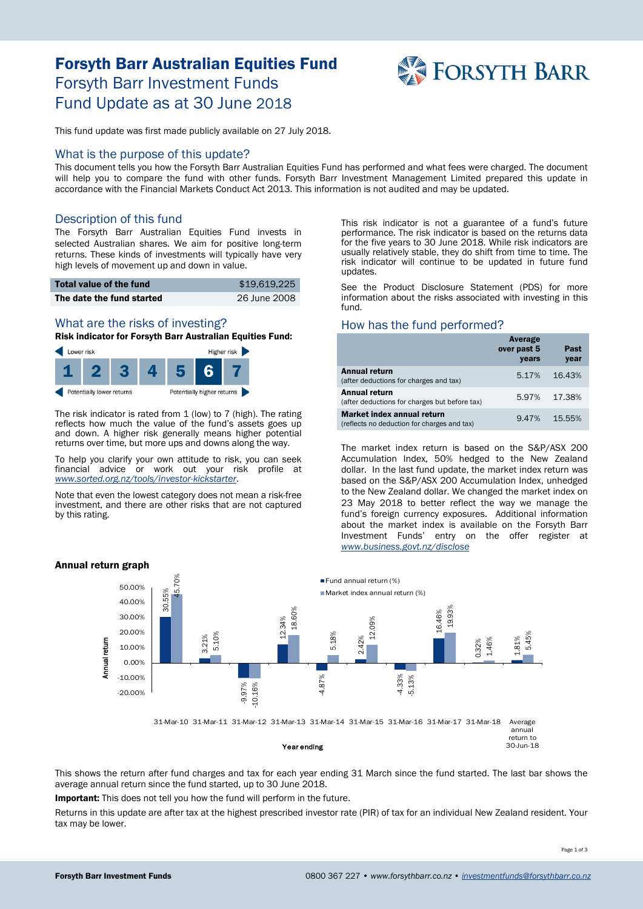# Forsyth Barr Australian Equities Fund

## Forsyth Barr Investment Funds
## Fund Update as at 30 June 2018

This fund update was first made publicly available on 27 July 2018.

## What is the purpose of this update?

This document tells you how the Forsyth Barr Australian Equities Fund has performed and what fees were charged. The document will help you to compare the fund with other funds. Forsyth Barr Investment Management Limited prepared this update in accordance with the Financial Markets Conduct Act 2013. This information is not audited and may be updated.

## Description of this fund

The Forsyth Barr Australian Equities Fund invests in selected Australian shares. We aim for positive long-term returns. These kinds of investments will typically have very high levels of movement up and down in value.

| | |
|---|---|
| **Total value of the fund** | $19,619,225 |
| **The date the fund started** | 26 June 2008 |

## What are the risks of investing?

**Risk indicator for Forsyth Barr Australian Equities Fund:**

Lower risk ← → Higher risk

| 1 | 2 | 3 | 4 | 5 | **6** | 7 |
|---|---|---|---|---|---|---|

Potentially lower returns ← → Potentially higher returns

The risk indicator is rated from 1 (low) to 7 (high). The rating reflects how much the value of the fund's assets goes up and down. A higher risk generally means higher potential returns over time, but more ups and downs along the way.

To help you clarify your own attitude to risk, you can seek financial advice or work out your risk profile at *www.sorted.org.nz/tools/investor-kickstarter*.

Note that even the lowest category does not mean a risk-free investment, and there are other risks that are not captured by this rating.

This risk indicator is not a guarantee of a fund's future performance. The risk indicator is based on the returns data for the five years to 30 June 2018. While risk indicators are usually relatively stable, they do shift from time to time. The risk indicator will continue to be updated in future fund updates.

See the Product Disclosure Statement (PDS) for more information about the risks associated with investing in this fund.

## How has the fund performed?

| | Average over past 5 years | Past year |
|---|---|---|
| **Annual return** (after deductions for charges and tax) | 5.17% | 16.43% |
| **Annual return** (after deductions for charges but before tax) | 5.97% | 17.38% |
| **Market index annual return** (reflects no deduction for charges and tax) | 9.47% | 15.55% |

The market index return is based on the S&P/ASX 200 Accumulation Index, 50% hedged to the New Zealand dollar. In the last fund update, the market index return was based on the S&P/ASX 200 Accumulation Index, unhedged to the New Zealand dollar. We changed the market index on 23 May 2018 to better reflect the way we manage the fund's foreign currency exposures. Additional information about the market index is available on the Forsyth Barr Investment Funds' entry on the offer register at *www.business.govt.nz/disclose*

### Annual return graph

| Year ending | Fund annual return (%) | Market index annual return (%) |
|---|---|---|
| 31-Mar-10 | 30.55% | 45.70% |
| 31-Mar-11 | 3.21% | 5.10% |
| 31-Mar-12 | -9.97% | -10.16% |
| 31-Mar-13 | 12.34% | 18.60% |
| 31-Mar-14 | -4.87% | 5.18% |
| 31-Mar-15 | 2.42% | 12.09% |
| 31-Mar-16 | -4.33% | -5.13% |
| 31-Mar-17 | 16.46% | 19.93% |
| 31-Mar-18 | 0.32% | 1.46% |
| Average annual return to 30-Jun-18 | 1.81% | 5.45% |

This shows the return after fund charges and tax for each year ending 31 March since the fund started. The last bar shows the average annual return since the fund started, up to 30 June 2018.

**Important:** This does not tell you how the fund will perform in the future.

Returns in this update are after tax at the highest prescribed investor rate (PIR) of tax for an individual New Zealand resident. Your tax may be lower.

**Forsyth Barr Investment Funds** 0800 360 227 • *www.forsythbarr.co.nz* • *investmentfunds@forsythbarr.co.nz*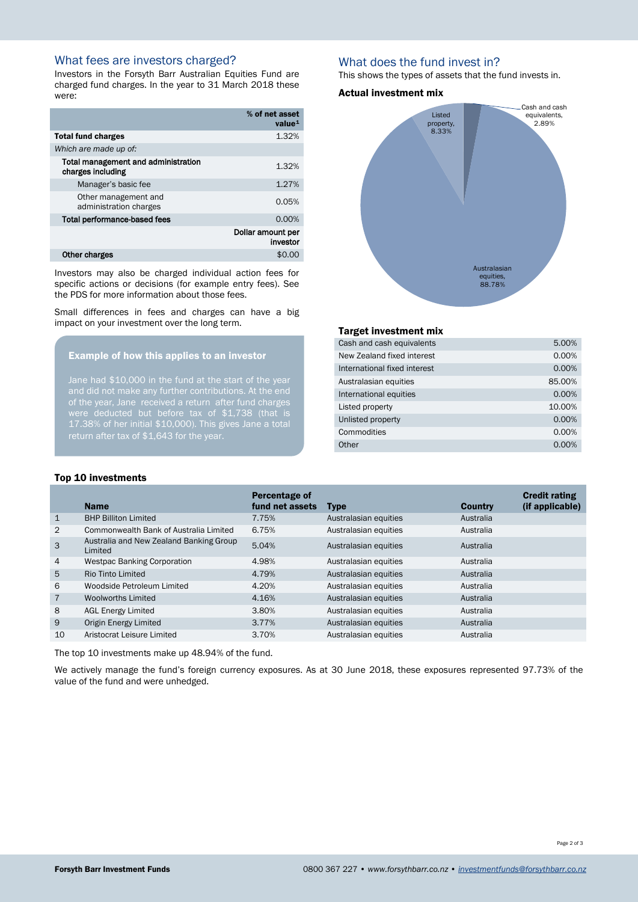## What fees are investors charged?

Investors in the Forsyth Barr Australian Equities Fund are charged fund charges. In the year to 31 March 2018 these were:

| | % of net asset value[1] |
|---|---|
| **Total fund charges** | 1.32% |
| *Which are made up of:* | |
| **Total management and administration charges including** | 1.32% |
| Manager's basic fee | 1.27% |
| Other management and administration charges | 0.05% |
| **Total performance-based fees** | 0.00% |
| | **Dollar amount per investor** |
| **Other charges** | $0.00 |

Investors may also be charged individual action fees for specific actions or decisions (for example entry fees). See the PDS for more information about those fees.

Small differences in fees and charges can have a big impact on your investment over the long term.

### Example of how this applies to an investor

Jane had $10,000 in the fund at the start of the year and did not make any further contributions. At the end of the year, Jane received a return after fund charges were deducted but before tax of $1,738 (that is 17.38% of her initial $10,000). This gives Jane a total return after tax of $1,643 for the year.

## What does the fund invest in?

This shows the types of assets that the fund invests in.

### Actual investment mix

- Cash and cash equivalents, 2.89%
- Listed property, 8.33%
- Australasian equities, 88.78%

### Target investment mix

| Asset type | Target |
|---|---|
| Cash and cash equivalents | 5.00% |
| New Zealand fixed interest | 0.00% |
| International fixed interest | 0.00% |
| Australasian equities | 85.00% |
| International equities | 0.00% |
| Listed property | 10.00% |
| Unlisted property | 0.00% |
| Commodities | 0.00% |
| Other | 0.00% |

### Top 10 investments

| | Name | Percentage of fund net assets | Type | Country | Credit rating (if applicable) |
|---|---|---|---|---|---|
| 1 | BHP Billiton Limited | 7.75% | Australasian equities | Australia | |
| 2 | Commonwealth Bank of Australia Limited | 6.75% | Australasian equities | Australia | |
| 3 | Australia and New Zealand Banking Group Limited | 5.04% | Australasian equities | Australia | |
| 4 | Westpac Banking Corporation | 4.98% | Australasian equities | Australia | |
| 5 | Rio Tinto Limited | 4.79% | Australasian equities | Australia | |
| 6 | Woodside Petroleum Limited | 4.20% | Australasian equities | Australia | |
| 7 | Woolworths Limited | 4.16% | Australasian equities | Australia | |
| 8 | AGL Energy Limited | 3.80% | Australasian equities | Australia | |
| 9 | Origin Energy Limited | 3.77% | Australasian equities | Australia | |
| 10 | Aristocrat Leisure Limited | 3.70% | Australasian equities | Australia | |

The top 10 investments make up 48.94% of the fund.

We actively manage the fund's foreign currency exposures. As at 30 June 2018, these exposures represented 97.73% of the value of the fund and were unhedged.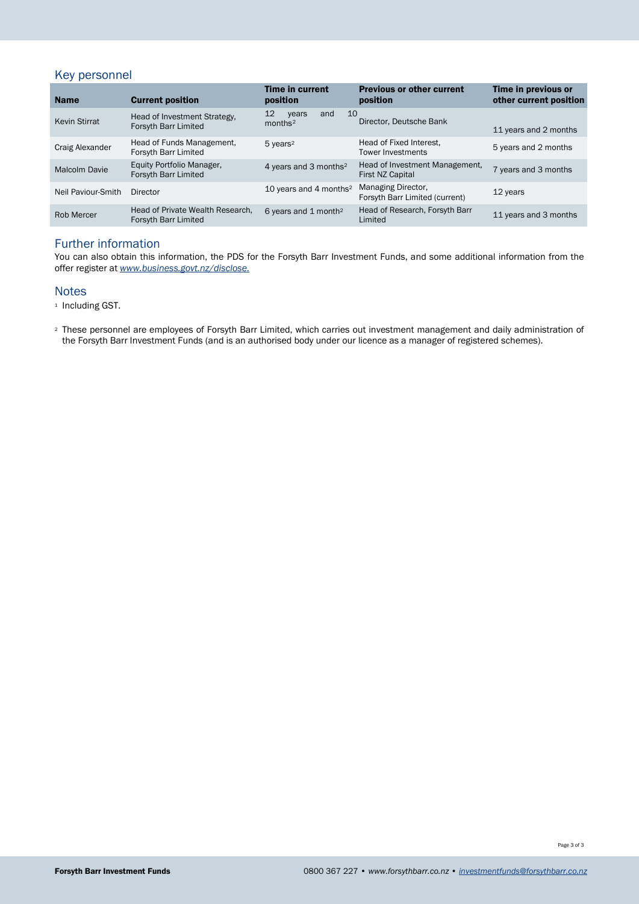## Key personnel

| Name | Current position | Time in current position | Previous or other current position | Time in previous or other current position |
|---|---|---|---|---|
| Kevin Stirrat | Head of Investment Strategy, Forsyth Barr Limited | 12 years and 10 months[2] | Director, Deutsche Bank | 11 years and 2 months |
| Craig Alexander | Head of Funds Management, Forsyth Barr Limited | 5 years[2] | Head of Fixed Interest, Tower Investments | 5 years and 2 months |
| Malcolm Davie | Equity Portfolio Manager, Forsyth Barr Limited | 4 years and 3 months[2] | Head of Investment Management, First NZ Capital | 7 years and 3 months |
| Neil Paviour-Smith | Director | 10 years and 4 months[2] | Managing Director, Forsyth Barr Limited (current) | 12 years |
| Rob Mercer | Head of Private Wealth Research, Forsyth Barr Limited | 6 years and 1 month[2] | Head of Research, Forsyth Barr Limited | 11 years and 3 months |

## Further information

You can also obtain this information, the PDS for the Forsyth Barr Investment Funds, and some additional information from the offer register at *www.business.govt.nz/disclose.*

## Notes

[1] Including GST.

[2] These personnel are employees of Forsyth Barr Limited, which carries out investment management and daily administration of the Forsyth Barr Investment Funds (and is an authorised body under our licence as a manager of registered schemes).